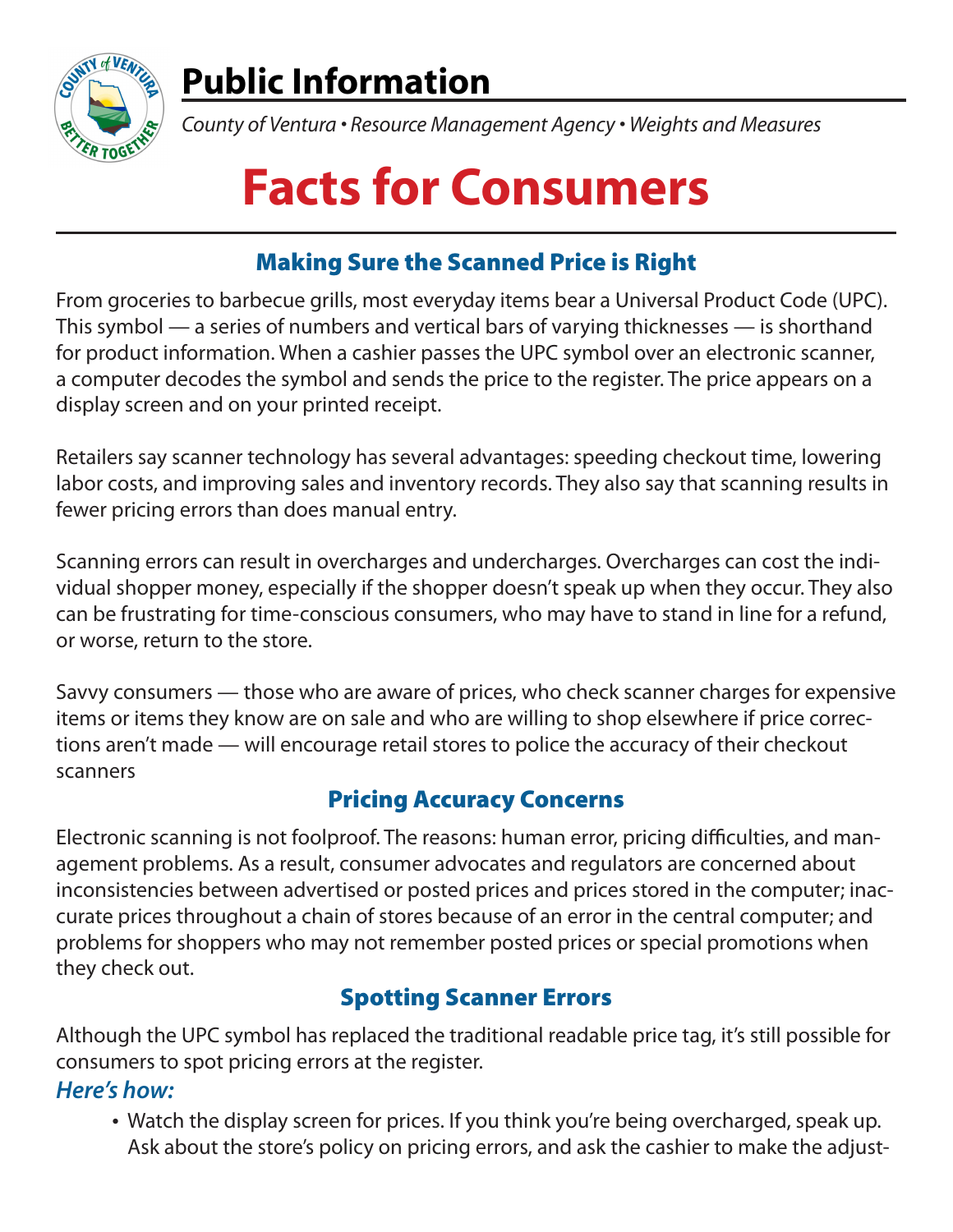# Public Information

*County of Ventura • Resource Management Agency • Weights and Measures*

# Facts for Consumers

## Making Sure the Scanned Price is Right

From groceries to barbecue grills, most everyday items bear a Universal Product Code (UPC). This symbol — a series of numbers and vertical bars of varying thicknesses — is shorthand for product information. When a cashier passes the UPC symbol over an electronic scanner, a computer decodes the symbol and sends the price to the register. The price appears on a display screen and on your printed receipt.

Retailers say scanner technology has several advantages: speeding checkout time, lowering labor costs, and improving sales and inventory records. They also say that scanning results in fewer pricing errors than does manual entry.

Scanning errors can result in overcharges and undercharges. Overcharges can cost the individual shopper money, especially if the shopper doesn't speak up when they occur. They also can be frustrating for time-conscious consumers, who may have to stand in line for a refund, or worse, return to the store.

Savvy consumers — those who are aware of prices, who check scanner charges for expensive items or items they know are on sale and who are willing to shop elsewhere if price corrections aren't made — will encourage retail stores to police the accuracy of their checkout scanners

## Pricing Accuracy Concerns

Electronic scanning is not foolproof. The reasons: human error, pricing difficulties, and management problems. As a result, consumer advocates and regulators are concerned about inconsistencies between advertised or posted prices and prices stored in the computer; inaccurate prices throughout a chain of stores because of an error in the central computer; and problems for shoppers who may not remember posted prices or special promotions when they check out.

## Spotting Scanner Errors

Although the UPC symbol has replaced the traditional readable price tag, it's still possible for consumers to spot pricing errors at the register.

### *Here's how:*

- Watch the display screen for prices. If you think you're being overcharged, speak up. Ask about the store's policy on pricing errors, and ask the cashier to make the adjust-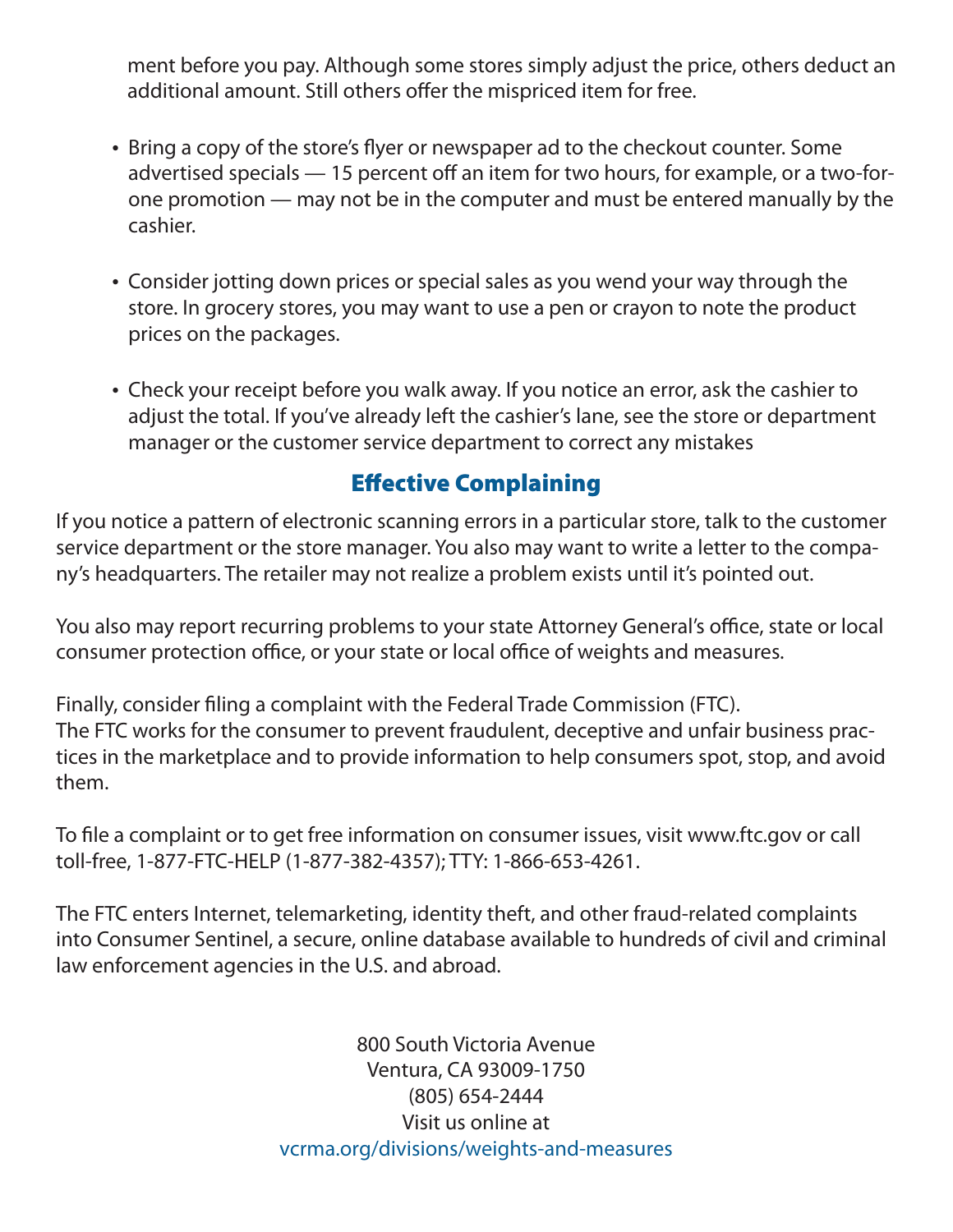ment before you pay. Although some stores simply adjust the price, others deduct an additional amount. Still others offer the mispriced item for free.

- Bring a copy of the store's flyer or newspaper ad to the checkout counter. Some advertised specials — 15 percent off an item for two hours, for example, or a two-for-one promotion — may not be in the computer and must be entered manually by the cashier.

- Consider jotting down prices or special sales as you wend your way through the store. In grocery stores, you may want to use a pen or crayon to note the product prices on the packages.

- Check your receipt before you walk away. If you notice an error, ask the cashier to adjust the total. If you've already left the cashier's lane, see the store or department manager or the customer service department to correct any mistakes

## Effective Complaining

If you notice a pattern of electronic scanning errors in a particular store, talk to the customer service department or the store manager. You also may want to write a letter to the company's headquarters. The retailer may not realize a problem exists until it's pointed out.

You also may report recurring problems to your state Attorney General's office, state or local consumer protection office, or your state or local office of weights and measures.

Finally, consider filing a complaint with the Federal Trade Commission (FTC).
The FTC works for the consumer to prevent fraudulent, deceptive and unfair business practices in the marketplace and to provide information to help consumers spot, stop, and avoid them.

To file a complaint or to get free information on consumer issues, visit www.ftc.gov or call toll-free, 1-877-FTC-HELP (1-877-382-4357); TTY: 1-866-653-4261.

The FTC enters Internet, telemarketing, identity theft, and other fraud-related complaints into Consumer Sentinel, a secure, online database available to hundreds of civil and criminal law enforcement agencies in the U.S. and abroad.

800 South Victoria Avenue
Ventura, CA 93009-1750
(805) 654-2444
Visit us online at
vcrma.org/divisions/weights-and-measures